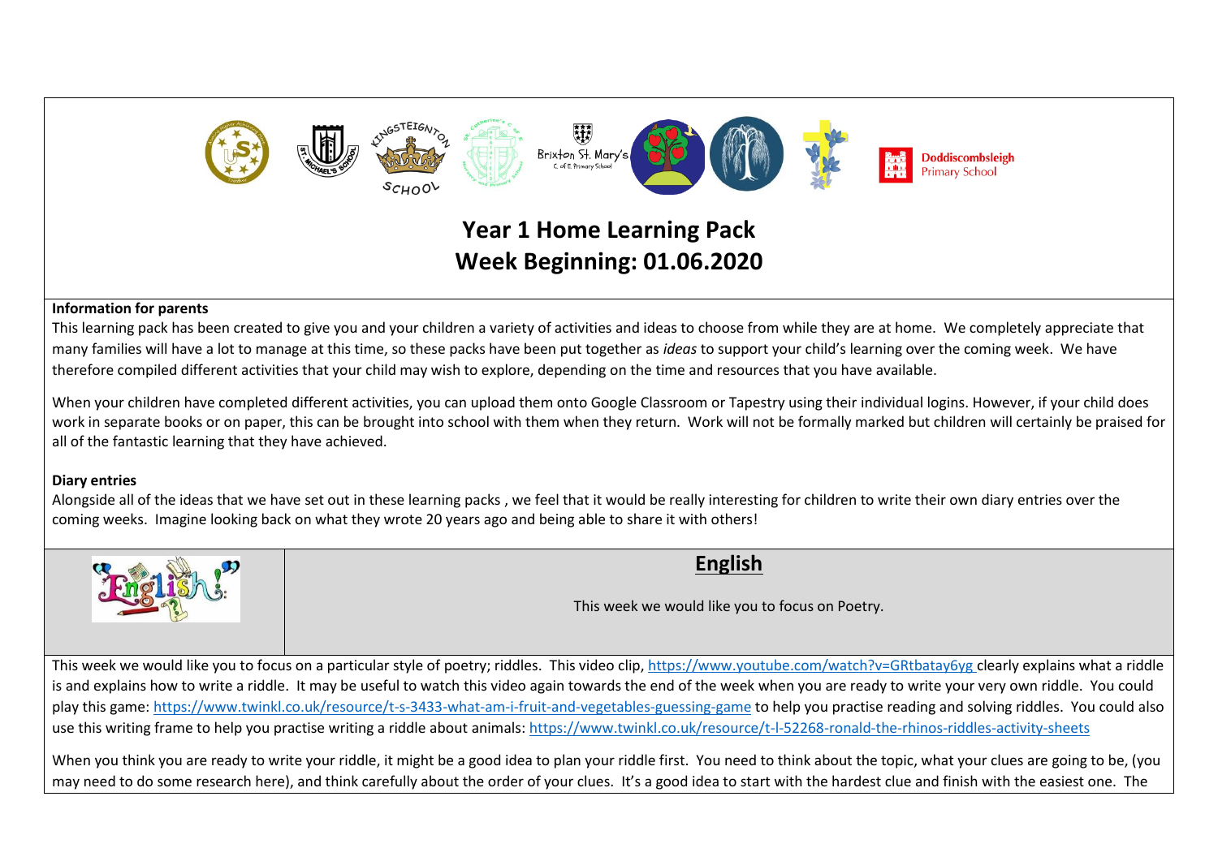Brixton St. Mary's C. of E. Primary School

Doddiscombsleigh Primary School

# Year 1 Home Learning Pack
# Week Beginning: 01.06.2020

**Information for parents**

This learning pack has been created to give you and your children a variety of activities and ideas to choose from while they are at home. We completely appreciate that many families will have a lot to manage at this time, so these packs have been put together as *ideas* to support your child's learning over the coming week. We have therefore compiled different activities that your child may wish to explore, depending on the time and resources that you have available.

When your children have completed different activities, you can upload them onto Google Classroom or Tapestry using their individual logins. However, if your child does work in separate books or on paper, this can be brought into school with them when they return. Work will not be formally marked but children will certainly be praised for all of the fantastic learning that they have achieved.

**Diary entries**

Alongside all of the ideas that we have set out in these learning packs , we feel that it would be really interesting for children to write their own diary entries over the coming weeks. Imagine looking back on what they wrote 20 years ago and being able to share it with others!

## English

This week we would like you to focus on Poetry.

This week we would like you to focus on a particular style of poetry; riddles. This video clip, https://www.youtube.com/watch?v=GRtbatay6yg clearly explains what a riddle is and explains how to write a riddle. It may be useful to watch this video again towards the end of the week when you are ready to write your very own riddle. You could play this game: https://www.twinkl.co.uk/resource/t-s-3433-what-am-i-fruit-and-vegetables-guessing-game to help you practise reading and solving riddles. You could also use this writing frame to help you practise writing a riddle about animals: https://www.twinkl.co.uk/resource/t-l-52268-ronald-the-rhinos-riddles-activity-sheets

When you think you are ready to write your riddle, it might be a good idea to plan your riddle first. You need to think about the topic, what your clues are going to be, (you may need to do some research here), and think carefully about the order of your clues. It's a good idea to start with the hardest clue and finish with the easiest one. The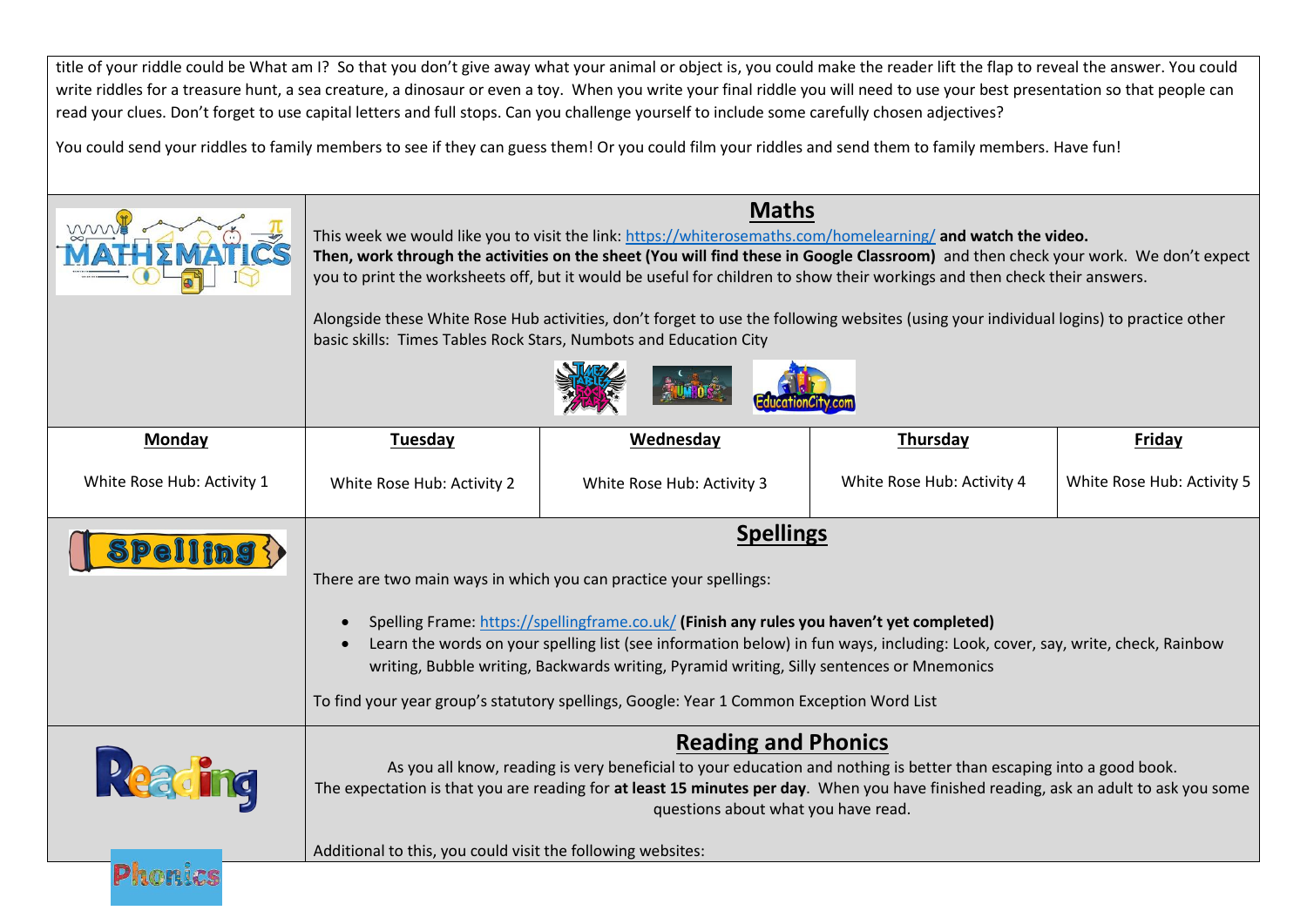title of your riddle could be What am I? So that you don't give away what your animal or object is, you could make the reader lift the flap to reveal the answer. You could write riddles for a treasure hunt, a sea creature, a dinosaur or even a toy. When you write your final riddle you will need to use your best presentation so that people can read your clues. Don't forget to use capital letters and full stops. Can you challenge yourself to include some carefully chosen adjectives?

You could send your riddles to family members to see if they can guess them! Or you could film your riddles and send them to family members. Have fun!

## Maths

This week we would like you to visit the link: https://whiterosemaths.com/homelearning/ **and watch the video.**
**Then, work through the activities on the sheet (You will find these in Google Classroom)** and then check your work. We don't expect you to print the worksheets off, but it would be useful for children to show their workings and then check their answers.

Alongside these White Rose Hub activities, don't forget to use the following websites (using your individual logins) to practice other basic skills: Times Tables Rock Stars, Numbots and Education City

| Monday | Tuesday | Wednesday | Thursday | Friday |
|---|---|---|---|---|
| White Rose Hub: Activity 1 | White Rose Hub: Activity 2 | White Rose Hub: Activity 3 | White Rose Hub: Activity 4 | White Rose Hub: Activity 5 |

## Spellings

There are two main ways in which you can practice your spellings:

- Spelling Frame: https://spellingframe.co.uk/ **(Finish any rules you haven't yet completed)**
- Learn the words on your spelling list (see information below) in fun ways, including: Look, cover, say, write, check, Rainbow writing, Bubble writing, Backwards writing, Pyramid writing, Silly sentences or Mnemonics

To find your year group's statutory spellings, Google: Year 1 Common Exception Word List

## Reading and Phonics

As you all know, reading is very beneficial to your education and nothing is better than escaping into a good book.
The expectation is that you are reading for **at least 15 minutes per day**. When you have finished reading, ask an adult to ask you some questions about what you have read.

Additional to this, you could visit the following websites: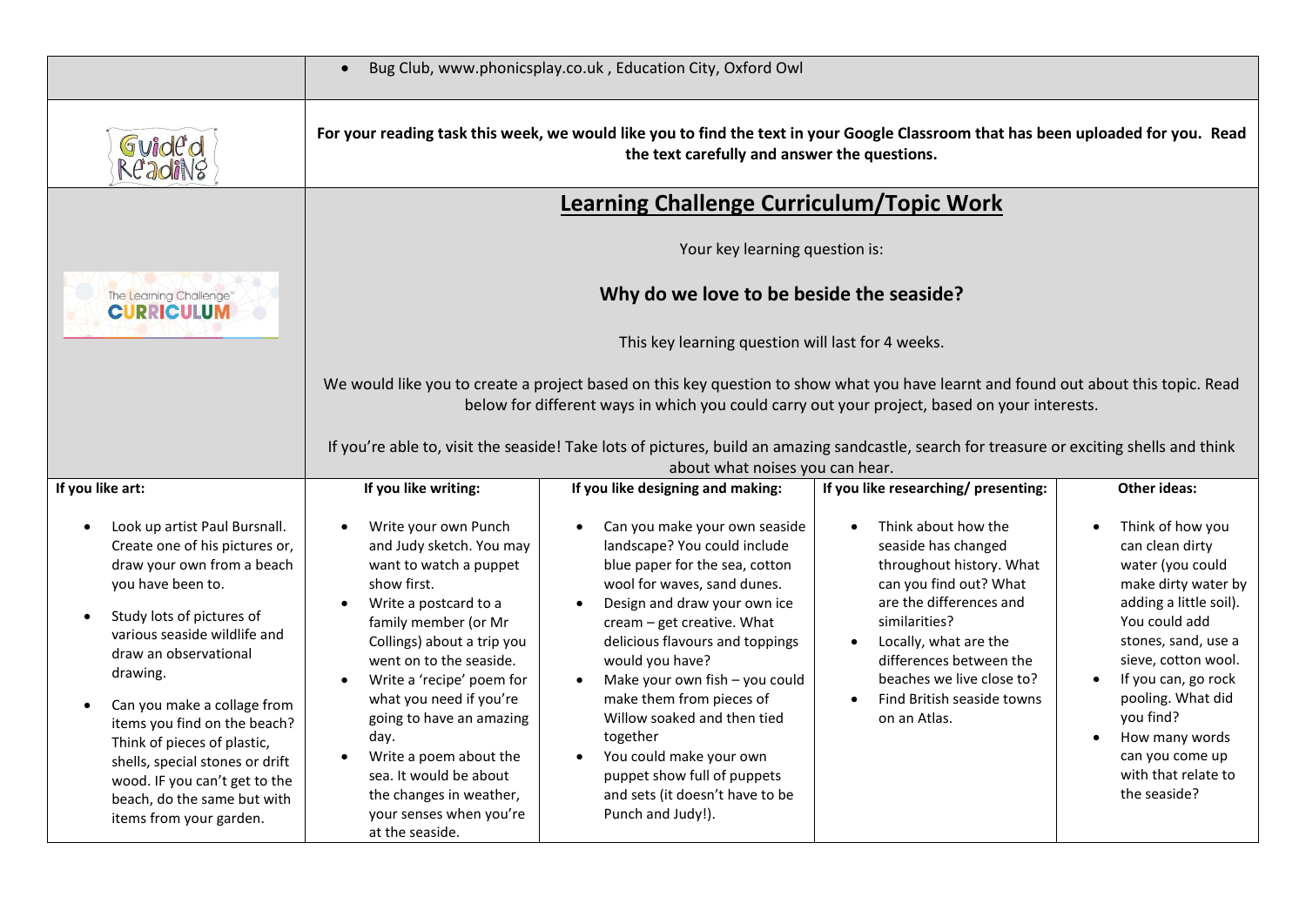- Bug Club, www.phonicsplay.co.uk , Education City, Oxford Owl

Guided Reading

**For your reading task this week, we would like you to find the text in your Google Classroom that has been uploaded for you. Read the text carefully and answer the questions.**

The Learning Challenge CURRICULUM

## Learning Challenge Curriculum/Topic Work

Your key learning question is:

**Why do we love to be beside the seaside?**

This key learning question will last for 4 weeks.

We would like you to create a project based on this key question to show what you have learnt and found out about this topic. Read below for different ways in which you could carry out your project, based on your interests.

If you're able to, visit the seaside! Take lots of pictures, build an amazing sandcastle, search for treasure or exciting shells and think about what noises you can hear.

| If you like art: | If you like writing: | If you like designing and making: | If you like researching/ presenting: | Other ideas: |
|---|---|---|---|---|
| • Look up artist Paul Bursnall. Create one of his pictures or, draw your own from a beach you have been to.<br>• Study lots of pictures of various seaside wildlife and draw an observational drawing.<br>• Can you make a collage from items you find on the beach? Think of pieces of plastic, shells, special stones or drift wood. IF you can't get to the beach, do the same but with items from your garden. | • Write your own Punch and Judy sketch. You may want to watch a puppet show first.<br>• Write a postcard to a family member (or Mr Collings) about a trip you went on to the seaside.<br>• Write a 'recipe' poem for what you need if you're going to have an amazing day.<br>• Write a poem about the sea. It would be about the changes in weather, your senses when you're at the seaside. | • Can you make your own seaside landscape? You could include blue paper for the sea, cotton wool for waves, sand dunes.<br>• Design and draw your own ice cream – get creative. What delicious flavours and toppings would you have?<br>• Make your own fish – you could make them from pieces of Willow soaked and then tied together<br>• You could make your own puppet show full of puppets and sets (it doesn't have to be Punch and Judy!). | • Think about how the seaside has changed throughout history. What can you find out? What are the differences and similarities?<br>• Locally, what are the differences between the beaches we live close to?<br>• Find British seaside towns on an Atlas. | • Think of how you can clean dirty water (you could make dirty water by adding a little soil). You could add stones, sand, use a sieve, cotton wool.<br>• If you can, go rock pooling. What did you find?<br>• How many words can you come up with that relate to the seaside? |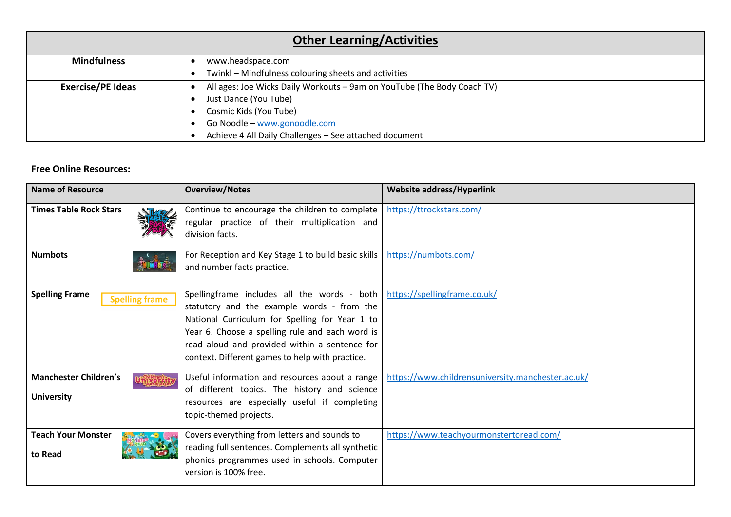| Other Learning/Activities | |
|---|---|
| **Mindfulness** | • www.headspace.com<br>• Twinkl – Mindfulness colouring sheets and activities |
| **Exercise/PE Ideas** | • All ages: Joe Wicks Daily Workouts – 9am on YouTube (The Body Coach TV)<br>• Just Dance (You Tube)<br>• Cosmic Kids (You Tube)<br>• Go Noodle – www.gonoodle.com<br>• Achieve 4 All Daily Challenges – See attached document |

**Free Online Resources:**

| Name of Resource | Overview/Notes | Website address/Hyperlink |
|---|---|---|
| **Times Table Rock Stars** | Continue to encourage the children to complete regular practice of their multiplication and division facts. | https://ttrockstars.com/ |
| **Numbots** | For Reception and Key Stage 1 to build basic skills and number facts practice. | https://numbots.com/ |
| **Spelling Frame** | Spellingframe includes all the words - both statutory and the example words - from the National Curriculum for Spelling for Year 1 to Year 6. Choose a spelling rule and each word is read aloud and provided within a sentence for context. Different games to help with practice. | https://spellingframe.co.uk/ |
| **Manchester Children's University** | Useful information and resources about a range of different topics. The history and science resources are especially useful if completing topic-themed projects. | https://www.childrensuniversity.manchester.ac.uk/ |
| **Teach Your Monster to Read** | Covers everything from letters and sounds to reading full sentences. Complements all synthetic phonics programmes used in schools. Computer version is 100% free. | https://www.teachyourmonstertoread.com/ |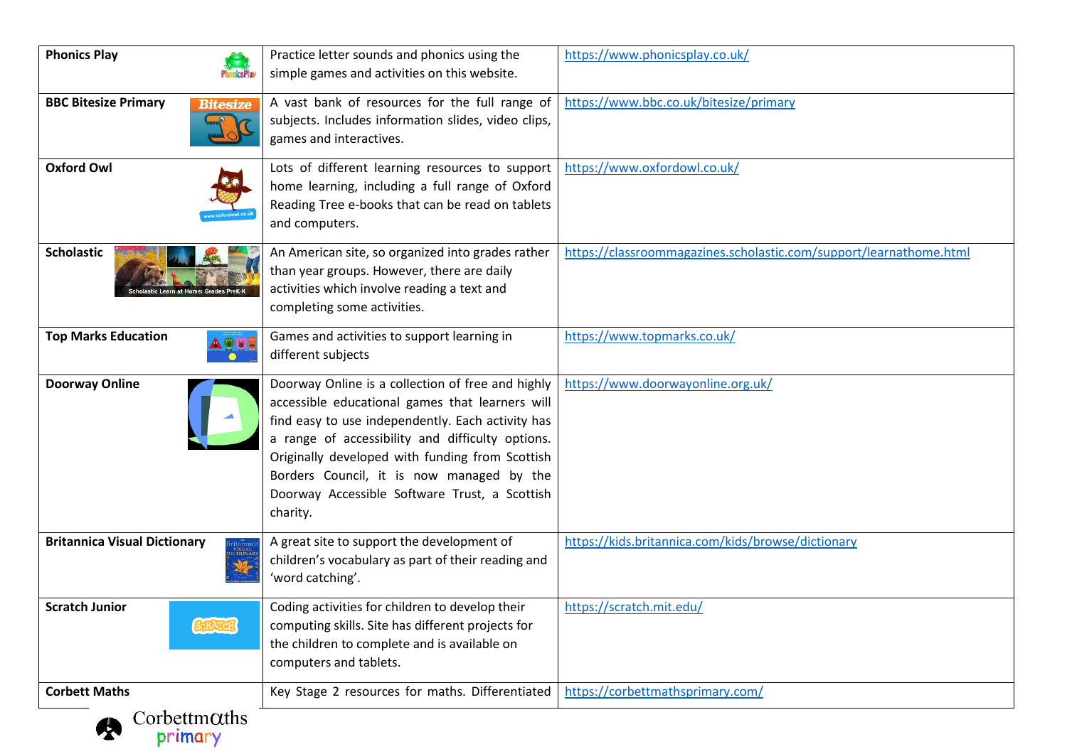| | | |
|---|---|---|
| **Phonics Play** | Practice letter sounds and phonics using the simple games and activities on this website. | https://www.phonicsplay.co.uk/ |
| **BBC Bitesize Primary** | A vast bank of resources for the full range of subjects. Includes information slides, video clips, games and interactives. | https://www.bbc.co.uk/bitesize/primary |
| **Oxford Owl** | Lots of different learning resources to support home learning, including a full range of Oxford Reading Tree e-books that can be read on tablets and computers. | https://www.oxfordowl.co.uk/ |
| **Scholastic** | An American site, so organized into grades rather than year groups. However, there are daily activities which involve reading a text and completing some activities. | https://classroommagazines.scholastic.com/support/learnathome.html |
| **Top Marks Education** | Games and activities to support learning in different subjects | https://www.topmarks.co.uk/ |
| **Doorway Online** | Doorway Online is a collection of free and highly accessible educational games that learners will find easy to use independently. Each activity has a range of accessibility and difficulty options. Originally developed with funding from Scottish Borders Council, it is now managed by the Doorway Accessible Software Trust, a Scottish charity. | https://www.doorwayonline.org.uk/ |
| **Britannica Visual Dictionary** | A great site to support the development of children's vocabulary as part of their reading and 'word catching'. | https://kids.britannica.com/kids/browse/dictionary |
| **Scratch Junior** | Coding activities for children to develop their computing skills. Site has different projects for the children to complete and is available on computers and tablets. | https://scratch.mit.edu/ |
| **Corbett Maths** | Key Stage 2 resources for maths. Differentiated | https://corbettmathsprimary.com/ |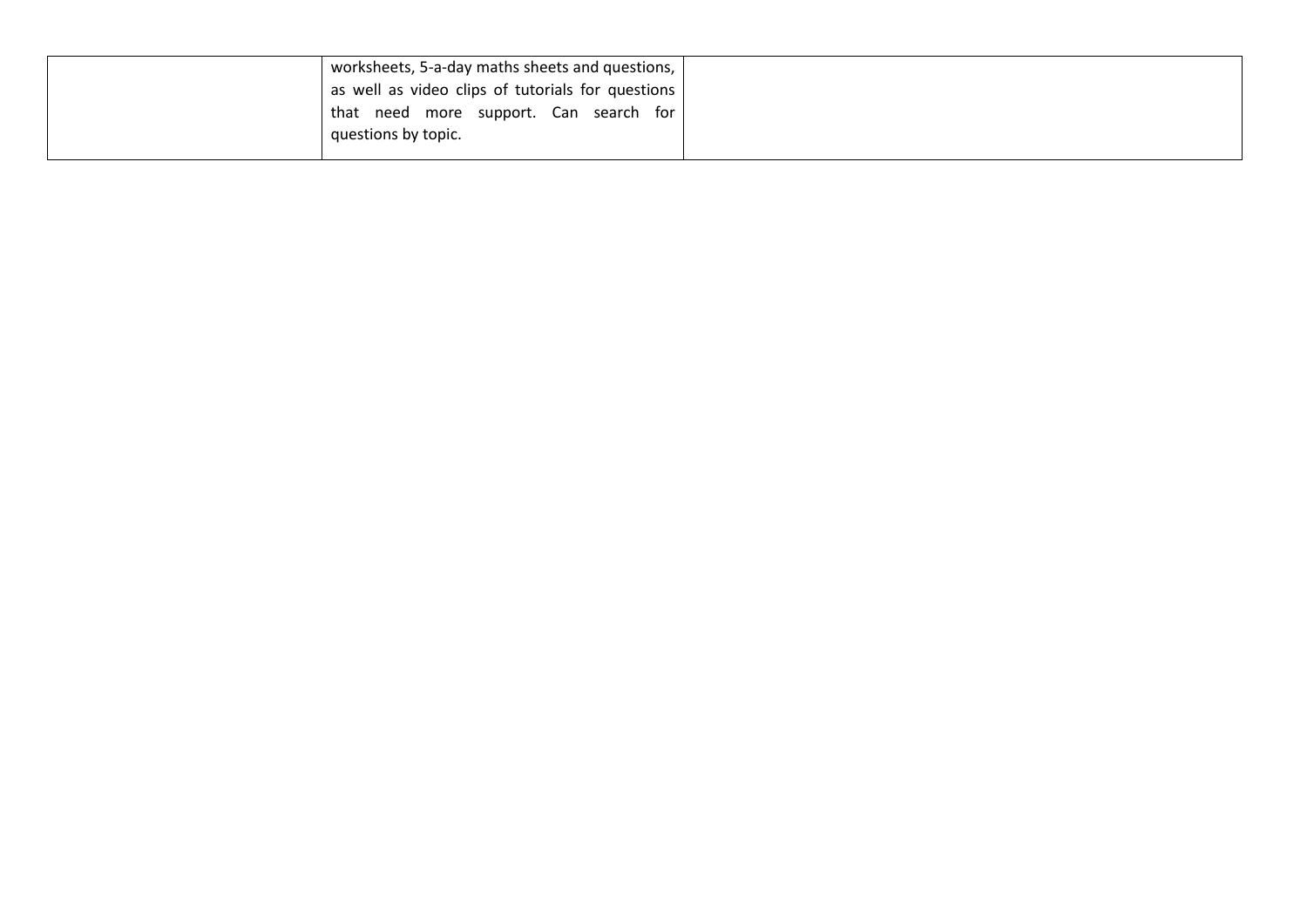| | | |
|---|---|---|
| | worksheets, 5-a-day maths sheets and questions, as well as video clips of tutorials for questions that need more support. Can search for questions by topic. | |